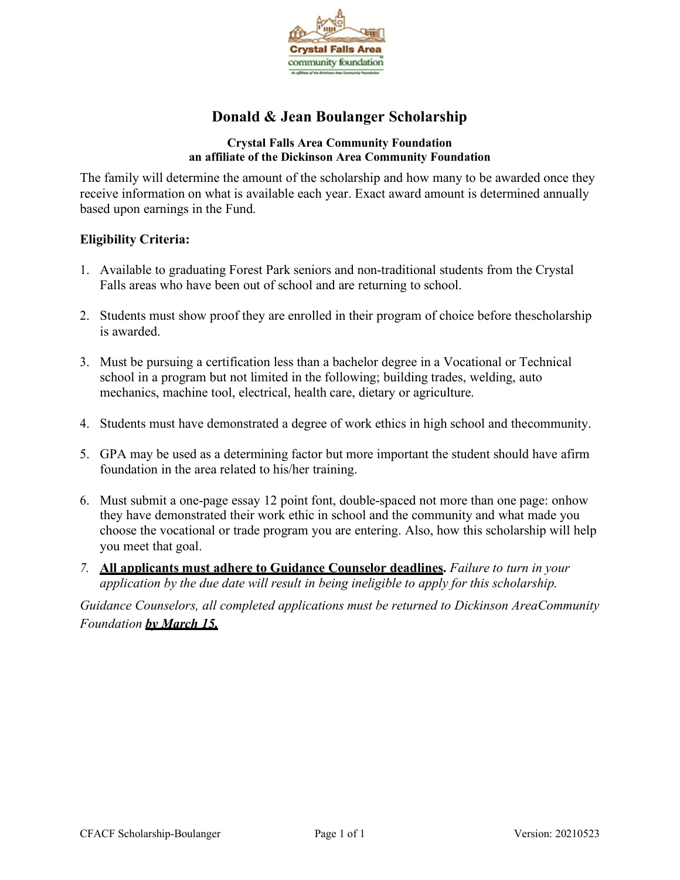# Donald & Jean Boulanger Scholarship

**Crystal Falls Area Community Foundation**
**an affiliate of the Dickinson Area Community Foundation**

The family will determine the amount of the scholarship and how many to be awarded once they receive information on what is available each year. Exact award amount is determined annually based upon earnings in the Fund.

**Eligibility Criteria:**

1. Available to graduating Forest Park seniors and non-traditional students from the Crystal Falls areas who have been out of school and are returning to school.
2. Students must show proof they are enrolled in their program of choice before thescholarship is awarded.
3. Must be pursuing a certification less than a bachelor degree in a Vocational or Technical school in a program but not limited in the following; building trades, welding, auto mechanics, machine tool, electrical, health care, dietary or agriculture.
4. Students must have demonstrated a degree of work ethics in high school and thecommunity.
5. GPA may be used as a determining factor but more important the student should have afirm foundation in the area related to his/her training.
6. Must submit a one-page essay 12 point font, double-spaced not more than one page: onhow they have demonstrated their work ethic in school and the community and what made you choose the vocational or trade program you are entering. Also, how this scholarship will help you meet that goal.
7. **All applicants must adhere to Guidance Counselor deadlines.** *Failure to turn in your application by the due date will result in being ineligible to apply for this scholarship.*

*Guidance Counselors, all completed applications must be returned to Dickinson AreaCommunity Foundation* ***by March 15.***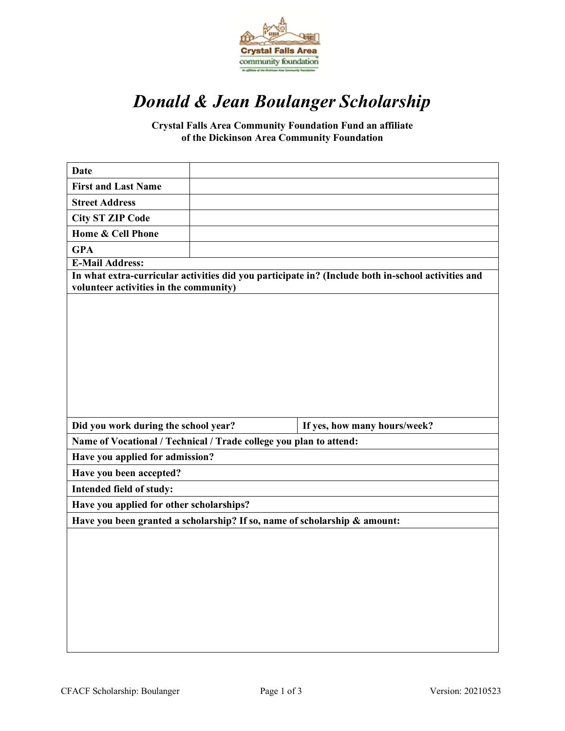# *Donald & Jean Boulanger Scholarship*

**Crystal Falls Area Community Foundation Fund an affiliate of the Dickinson Area Community Foundation**

| **Date** | |
|---|---|
| **First and Last Name** | |
| **Street Address** | |
| **City ST ZIP Code** | |
| **Home & Cell Phone** | |
| **GPA** | |

**E-Mail Address:**

**In what extra-curricular activities did you participate in? (Include both in-school activities and volunteer activities in the community)**

| **Did you work during the school year?** | **If yes, how many hours/week?** |
|---|---|

**Name of Vocational / Technical / Trade college you plan to attend:**

**Have you applied for admission?**

**Have you been accepted?**

**Intended field of study:**

**Have you applied for other scholarships?**

**Have you been granted a scholarship? If so, name of scholarship & amount:**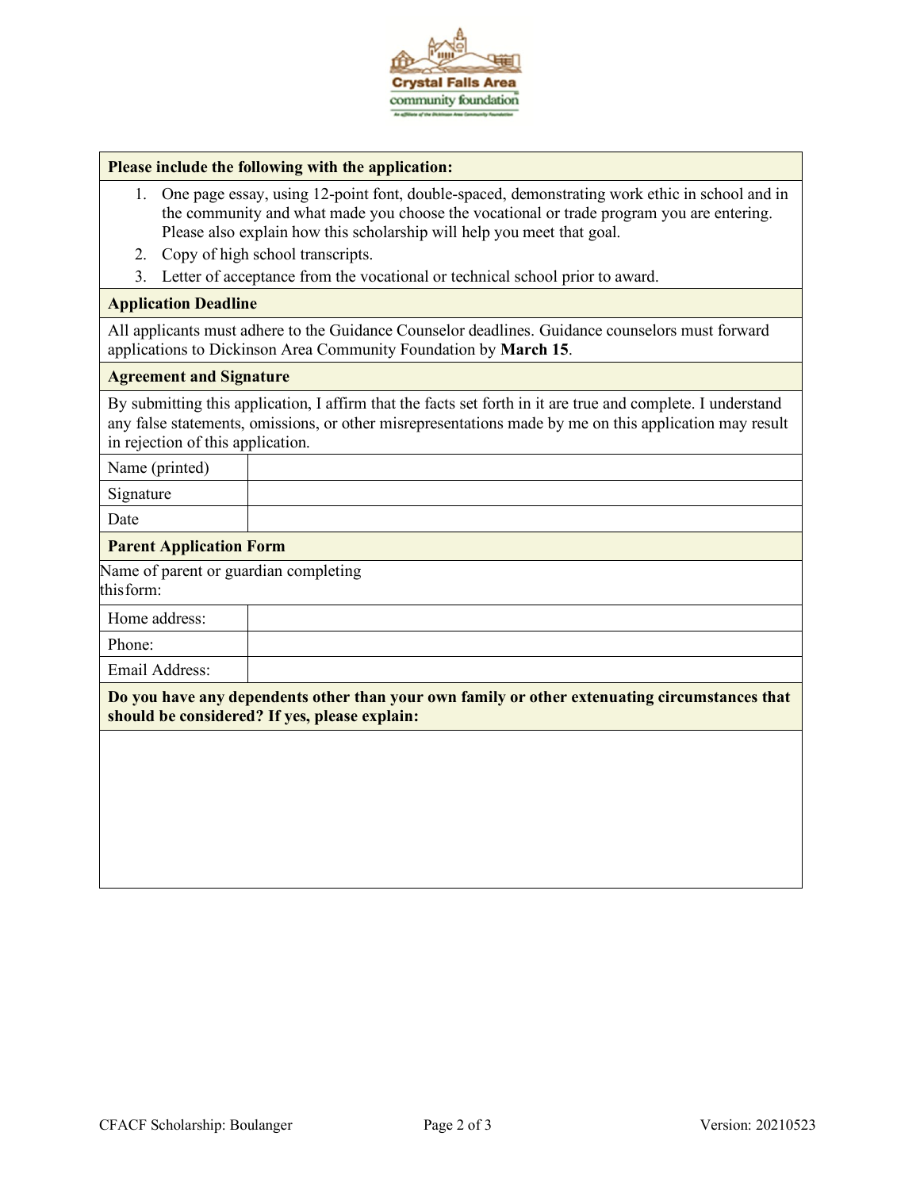**Please include the following with the application:**

1. One page essay, using 12-point font, double-spaced, demonstrating work ethic in school and in the community and what made you choose the vocational or trade program you are entering. Please also explain how this scholarship will help you meet that goal.
2. Copy of high school transcripts.
3. Letter of acceptance from the vocational or technical school prior to award.

**Application Deadline**

All applicants must adhere to the Guidance Counselor deadlines. Guidance counselors must forward applications to Dickinson Area Community Foundation by **March 15**.

**Agreement and Signature**

By submitting this application, I affirm that the facts set forth in it are true and complete. I understand any false statements, omissions, or other misrepresentations made by me on this application may result in rejection of this application.

| | |
|---|---|
| Name (printed) | |
| Signature | |
| Date | |

**Parent Application Form**

Name of parent or guardian completing this form:

| | |
|---|---|
| Home address: | |
| Phone: | |
| Email Address: | |

**Do you have any dependents other than your own family or other extenuating circumstances that should be considered? If yes, please explain:**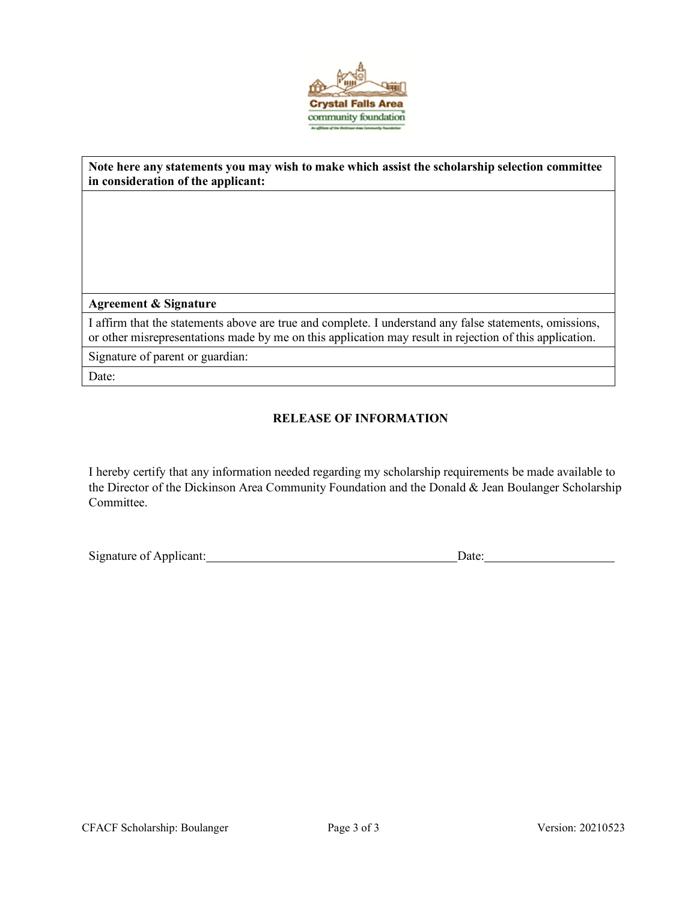| |
|---|
| **Note here any statements you may wish to make which assist the scholarship selection committee in consideration of the applicant:** |
| |
| **Agreement & Signature** |
| I affirm that the statements above are true and complete. I understand any false statements, omissions, or other misrepresentations made by me on this application may result in rejection of this application. |
| Signature of parent or guardian: |
| Date: |

## RELEASE OF INFORMATION

I hereby certify that any information needed regarding my scholarship requirements be made available to the Director of the Dickinson Area Community Foundation and the Donald & Jean Boulanger Scholarship Committee.

Signature of Applicant:\_\_\_\_\_\_\_\_\_\_\_\_\_\_\_\_\_\_\_\_\_\_\_\_\_\_\_\_\_\_\_\_\_\_\_\_\_\_\_\_Date:\_\_\_\_\_\_\_\_\_\_\_\_\_\_\_\_\_\_\_\_\_